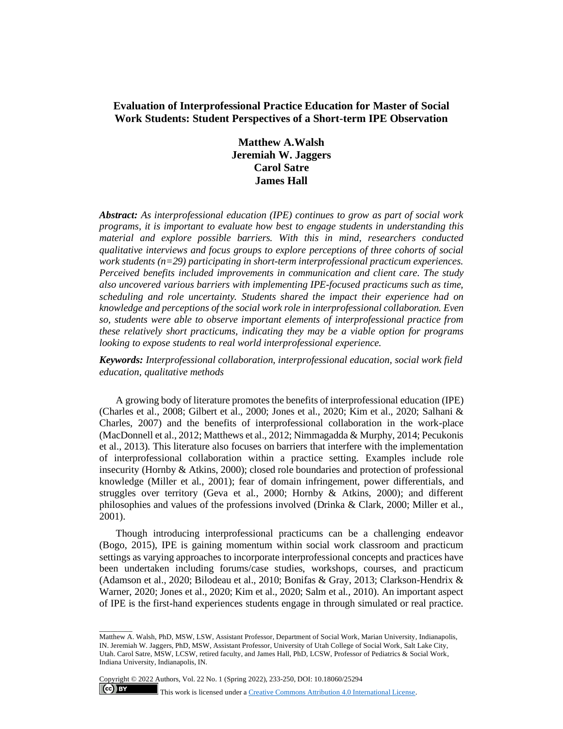# Evaluation of Interprofessional Practice Education for Master of Social Work Students: Student Perspectives of a Short-term IPE Observation

**Matthew A.Walsh**
**Jeremiah W. Jaggers**
**Carol Satre**
**James Hall**

***Abstract:*** *As interprofessional education (IPE) continues to grow as part of social work programs, it is important to evaluate how best to engage students in understanding this material and explore possible barriers. With this in mind, researchers conducted qualitative interviews and focus groups to explore perceptions of three cohorts of social work students (n=29) participating in short-term interprofessional practicum experiences. Perceived benefits included improvements in communication and client care. The study also uncovered various barriers with implementing IPE-focused practicums such as time, scheduling and role uncertainty. Students shared the impact their experience had on knowledge and perceptions of the social work role in interprofessional collaboration. Even so, students were able to observe important elements of interprofessional practice from these relatively short practicums, indicating they may be a viable option for programs looking to expose students to real world interprofessional experience.*

***Keywords:*** *Interprofessional collaboration, interprofessional education, social work field education, qualitative methods*

A growing body of literature promotes the benefits of interprofessional education (IPE) (Charles et al., 2008; Gilbert et al., 2000; Jones et al., 2020; Kim et al., 2020; Salhani & Charles, 2007) and the benefits of interprofessional collaboration in the work-place (MacDonnell et al., 2012; Matthews et al., 2012; Nimmagadda & Murphy, 2014; Pecukonis et al., 2013). This literature also focuses on barriers that interfere with the implementation of interprofessional collaboration within a practice setting. Examples include role insecurity (Hornby & Atkins, 2000); closed role boundaries and protection of professional knowledge (Miller et al., 2001); fear of domain infringement, power differentials, and struggles over territory (Geva et al., 2000; Hornby & Atkins, 2000); and different philosophies and values of the professions involved (Drinka & Clark, 2000; Miller et al., 2001).

Though introducing interprofessional practicums can be a challenging endeavor (Bogo, 2015), IPE is gaining momentum within social work classroom and practicum settings as varying approaches to incorporate interprofessional concepts and practices have been undertaken including forums/case studies, workshops, courses, and practicum (Adamson et al., 2020; Bilodeau et al., 2010; Bonifas & Gray, 2013; Clarkson-Hendrix & Warner, 2020; Jones et al., 2020; Kim et al., 2020; Salm et al., 2010). An important aspect of IPE is the first-hand experiences students engage in through simulated or real practice.

---

Matthew A. Walsh, PhD, MSW, LSW, Assistant Professor, Department of Social Work, Marian University, Indianapolis, IN. Jeremiah W. Jaggers, PhD, MSW, Assistant Professor, University of Utah College of Social Work, Salt Lake City, Utah. Carol Satre, MSW, LCSW, retired faculty, and James Hall, PhD, LCSW, Professor of Pediatrics & Social Work, Indiana University, Indianapolis, IN.

Copyright © 2022 Authors, Vol. 22 No. 1 (Spring 2022), 233-250, DOI: 10.18060/25294

This work is licensed under a Creative Commons Attribution 4.0 International License.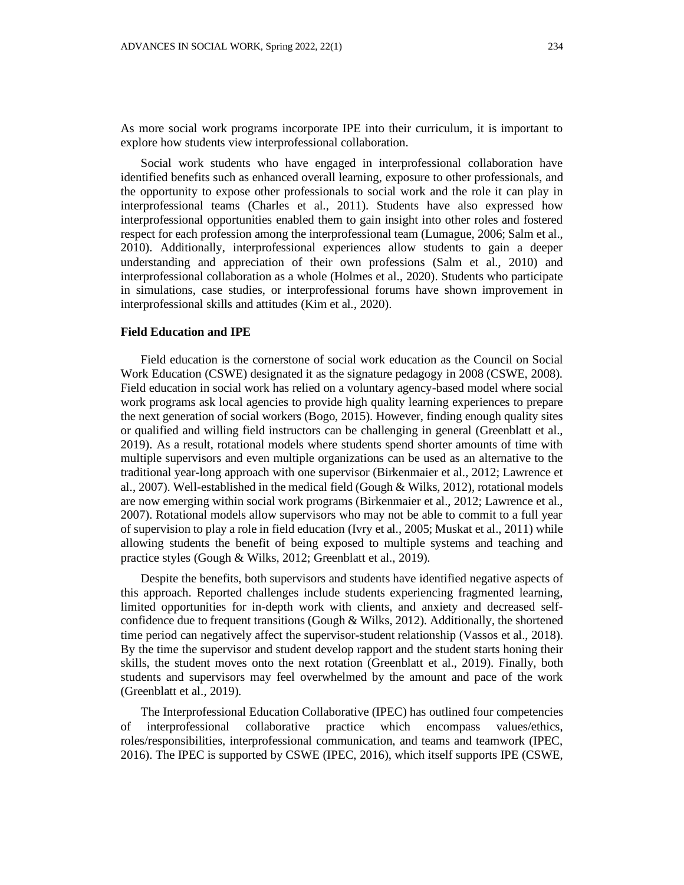As more social work programs incorporate IPE into their curriculum, it is important to explore how students view interprofessional collaboration.

Social work students who have engaged in interprofessional collaboration have identified benefits such as enhanced overall learning, exposure to other professionals, and the opportunity to expose other professionals to social work and the role it can play in interprofessional teams (Charles et al., 2011). Students have also expressed how interprofessional opportunities enabled them to gain insight into other roles and fostered respect for each profession among the interprofessional team (Lumague, 2006; Salm et al., 2010). Additionally, interprofessional experiences allow students to gain a deeper understanding and appreciation of their own professions (Salm et al., 2010) and interprofessional collaboration as a whole (Holmes et al., 2020). Students who participate in simulations, case studies, or interprofessional forums have shown improvement in interprofessional skills and attitudes (Kim et al., 2020).

### Field Education and IPE

Field education is the cornerstone of social work education as the Council on Social Work Education (CSWE) designated it as the signature pedagogy in 2008 (CSWE, 2008). Field education in social work has relied on a voluntary agency-based model where social work programs ask local agencies to provide high quality learning experiences to prepare the next generation of social workers (Bogo, 2015). However, finding enough quality sites or qualified and willing field instructors can be challenging in general (Greenblatt et al., 2019). As a result, rotational models where students spend shorter amounts of time with multiple supervisors and even multiple organizations can be used as an alternative to the traditional year-long approach with one supervisor (Birkenmaier et al., 2012; Lawrence et al., 2007). Well-established in the medical field (Gough & Wilks, 2012), rotational models are now emerging within social work programs (Birkenmaier et al., 2012; Lawrence et al., 2007). Rotational models allow supervisors who may not be able to commit to a full year of supervision to play a role in field education (Ivry et al., 2005; Muskat et al., 2011) while allowing students the benefit of being exposed to multiple systems and teaching and practice styles (Gough & Wilks, 2012; Greenblatt et al., 2019).

Despite the benefits, both supervisors and students have identified negative aspects of this approach. Reported challenges include students experiencing fragmented learning, limited opportunities for in-depth work with clients, and anxiety and decreased self-confidence due to frequent transitions (Gough & Wilks, 2012). Additionally, the shortened time period can negatively affect the supervisor-student relationship (Vassos et al., 2018). By the time the supervisor and student develop rapport and the student starts honing their skills, the student moves onto the next rotation (Greenblatt et al., 2019). Finally, both students and supervisors may feel overwhelmed by the amount and pace of the work (Greenblatt et al., 2019).

The Interprofessional Education Collaborative (IPEC) has outlined four competencies of interprofessional collaborative practice which encompass values/ethics, roles/responsibilities, interprofessional communication, and teams and teamwork (IPEC, 2016). The IPEC is supported by CSWE (IPEC, 2016), which itself supports IPE (CSWE,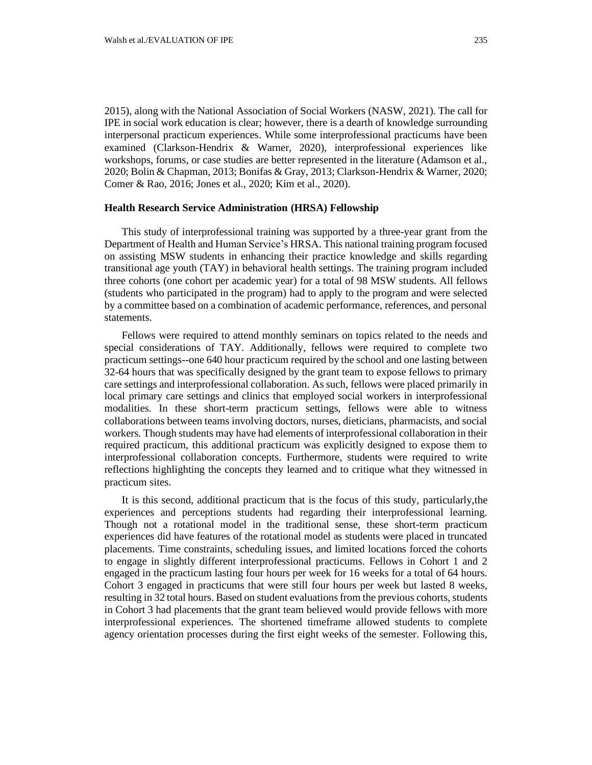2015), along with the National Association of Social Workers (NASW, 2021). The call for IPE in social work education is clear; however, there is a dearth of knowledge surrounding interpersonal practicum experiences. While some interprofessional practicums have been examined (Clarkson-Hendrix & Warner, 2020), interprofessional experiences like workshops, forums, or case studies are better represented in the literature (Adamson et al., 2020; Bolin & Chapman, 2013; Bonifas & Gray, 2013; Clarkson-Hendrix & Warner, 2020; Comer & Rao, 2016; Jones et al., 2020; Kim et al., 2020).

### Health Research Service Administration (HRSA) Fellowship

This study of interprofessional training was supported by a three-year grant from the Department of Health and Human Service's HRSA. This national training program focused on assisting MSW students in enhancing their practice knowledge and skills regarding transitional age youth (TAY) in behavioral health settings. The training program included three cohorts (one cohort per academic year) for a total of 98 MSW students. All fellows (students who participated in the program) had to apply to the program and were selected by a committee based on a combination of academic performance, references, and personal statements.

Fellows were required to attend monthly seminars on topics related to the needs and special considerations of TAY. Additionally, fellows were required to complete two practicum settings--one 640 hour practicum required by the school and one lasting between 32-64 hours that was specifically designed by the grant team to expose fellows to primary care settings and interprofessional collaboration. As such, fellows were placed primarily in local primary care settings and clinics that employed social workers in interprofessional modalities. In these short-term practicum settings, fellows were able to witness collaborations between teams involving doctors, nurses, dieticians, pharmacists, and social workers. Though students may have had elements of interprofessional collaboration in their required practicum, this additional practicum was explicitly designed to expose them to interprofessional collaboration concepts. Furthermore, students were required to write reflections highlighting the concepts they learned and to critique what they witnessed in practicum sites.

It is this second, additional practicum that is the focus of this study, particularly,the experiences and perceptions students had regarding their interprofessional learning. Though not a rotational model in the traditional sense, these short-term practicum experiences did have features of the rotational model as students were placed in truncated placements. Time constraints, scheduling issues, and limited locations forced the cohorts to engage in slightly different interprofessional practicums. Fellows in Cohort 1 and 2 engaged in the practicum lasting four hours per week for 16 weeks for a total of 64 hours. Cohort 3 engaged in practicums that were still four hours per week but lasted 8 weeks, resulting in 32 total hours. Based on student evaluations from the previous cohorts, students in Cohort 3 had placements that the grant team believed would provide fellows with more interprofessional experiences. The shortened timeframe allowed students to complete agency orientation processes during the first eight weeks of the semester. Following this,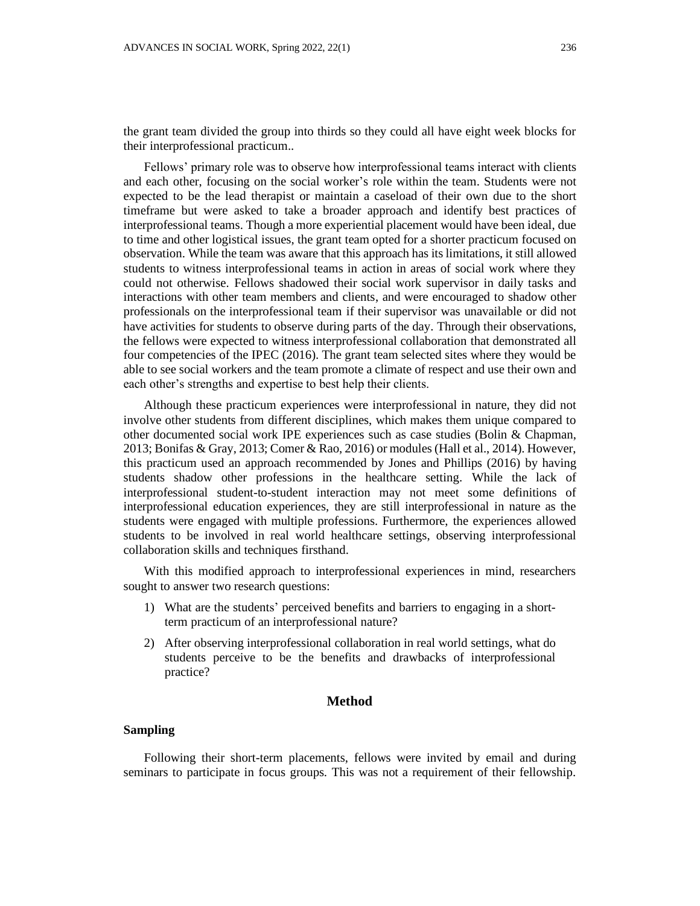the grant team divided the group into thirds so they could all have eight week blocks for their interprofessional practicum..

Fellows' primary role was to observe how interprofessional teams interact with clients and each other, focusing on the social worker's role within the team. Students were not expected to be the lead therapist or maintain a caseload of their own due to the short timeframe but were asked to take a broader approach and identify best practices of interprofessional teams. Though a more experiential placement would have been ideal, due to time and other logistical issues, the grant team opted for a shorter practicum focused on observation. While the team was aware that this approach has its limitations, it still allowed students to witness interprofessional teams in action in areas of social work where they could not otherwise. Fellows shadowed their social work supervisor in daily tasks and interactions with other team members and clients, and were encouraged to shadow other professionals on the interprofessional team if their supervisor was unavailable or did not have activities for students to observe during parts of the day. Through their observations, the fellows were expected to witness interprofessional collaboration that demonstrated all four competencies of the IPEC (2016). The grant team selected sites where they would be able to see social workers and the team promote a climate of respect and use their own and each other's strengths and expertise to best help their clients.

Although these practicum experiences were interprofessional in nature, they did not involve other students from different disciplines, which makes them unique compared to other documented social work IPE experiences such as case studies (Bolin & Chapman, 2013; Bonifas & Gray, 2013; Comer & Rao, 2016) or modules (Hall et al., 2014). However, this practicum used an approach recommended by Jones and Phillips (2016) by having students shadow other professions in the healthcare setting. While the lack of interprofessional student-to-student interaction may not meet some definitions of interprofessional education experiences, they are still interprofessional in nature as the students were engaged with multiple professions. Furthermore, the experiences allowed students to be involved in real world healthcare settings, observing interprofessional collaboration skills and techniques firsthand.

With this modified approach to interprofessional experiences in mind, researchers sought to answer two research questions:

1) What are the students' perceived benefits and barriers to engaging in a short-term practicum of an interprofessional nature?
2) After observing interprofessional collaboration in real world settings, what do students perceive to be the benefits and drawbacks of interprofessional practice?

## Method

### Sampling

Following their short-term placements, fellows were invited by email and during seminars to participate in focus groups. This was not a requirement of their fellowship.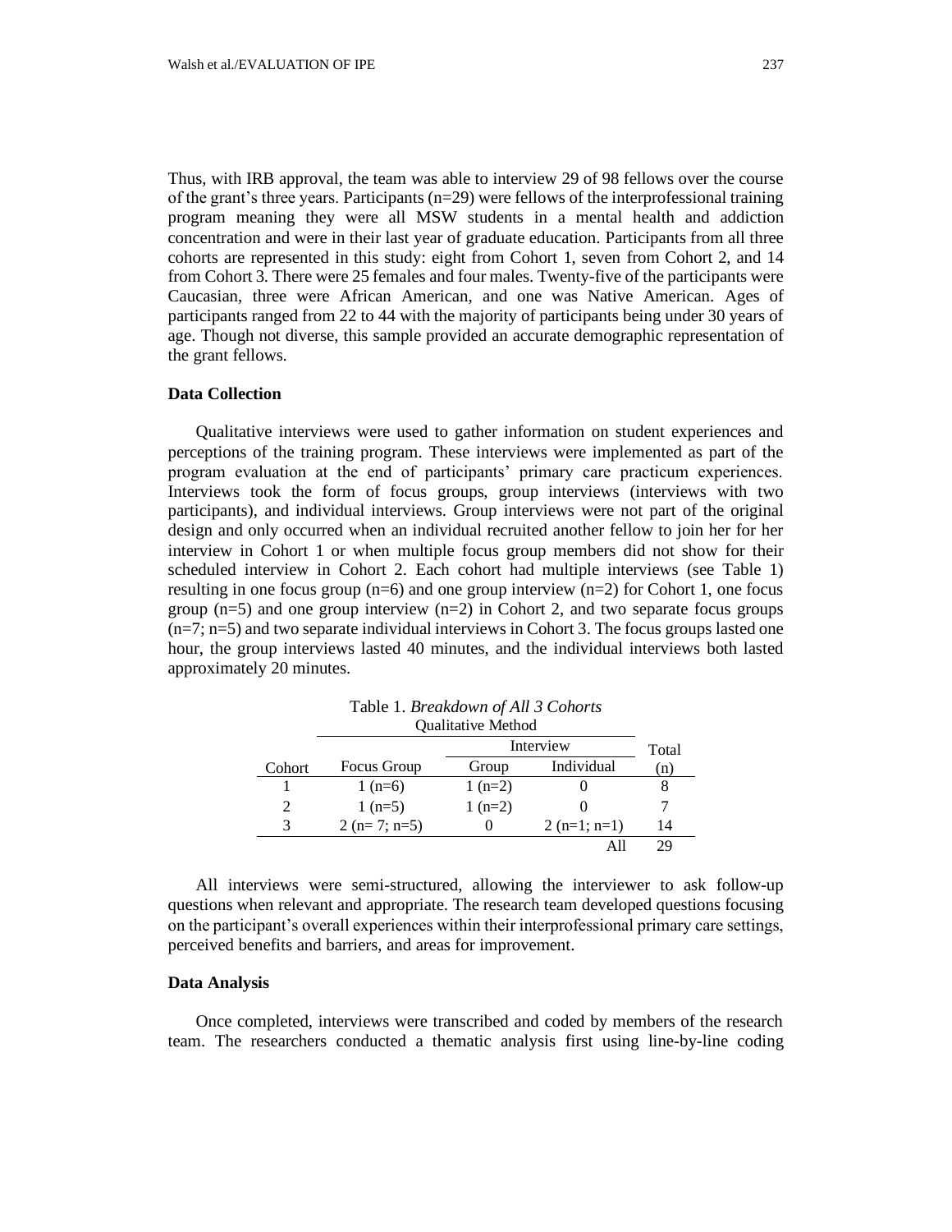Thus, with IRB approval, the team was able to interview 29 of 98 fellows over the course of the grant's three years. Participants (n=29) were fellows of the interprofessional training program meaning they were all MSW students in a mental health and addiction concentration and were in their last year of graduate education. Participants from all three cohorts are represented in this study: eight from Cohort 1, seven from Cohort 2, and 14 from Cohort 3. There were 25 females and four males. Twenty-five of the participants were Caucasian, three were African American, and one was Native American. Ages of participants ranged from 22 to 44 with the majority of participants being under 30 years of age. Though not diverse, this sample provided an accurate demographic representation of the grant fellows.

### Data Collection

Qualitative interviews were used to gather information on student experiences and perceptions of the training program. These interviews were implemented as part of the program evaluation at the end of participants' primary care practicum experiences. Interviews took the form of focus groups, group interviews (interviews with two participants), and individual interviews. Group interviews were not part of the original design and only occurred when an individual recruited another fellow to join her for her interview in Cohort 1 or when multiple focus group members did not show for their scheduled interview in Cohort 2. Each cohort had multiple interviews (see Table 1) resulting in one focus group (n=6) and one group interview (n=2) for Cohort 1, one focus group (n=5) and one group interview (n=2) in Cohort 2, and two separate focus groups (n=7; n=5) and two separate individual interviews in Cohort 3. The focus groups lasted one hour, the group interviews lasted 40 minutes, and the individual interviews both lasted approximately 20 minutes.

Table 1. *Breakdown of All 3 Cohorts*

| | Qualitative Method | | | |
|---|---|---|---|---|
| | | Interview | | Total |
| Cohort | Focus Group | Group | Individual | (n) |
| 1 | 1 (n=6) | 1 (n=2) | 0 | 8 |
| 2 | 1 (n=5) | 1 (n=2) | 0 | 7 |
| 3 | 2 (n= 7; n=5) | 0 | 2 (n=1; n=1) | 14 |
| | | | All | 29 |

All interviews were semi-structured, allowing the interviewer to ask follow-up questions when relevant and appropriate. The research team developed questions focusing on the participant's overall experiences within their interprofessional primary care settings, perceived benefits and barriers, and areas for improvement.

### Data Analysis

Once completed, interviews were transcribed and coded by members of the research team. The researchers conducted a thematic analysis first using line-by-line coding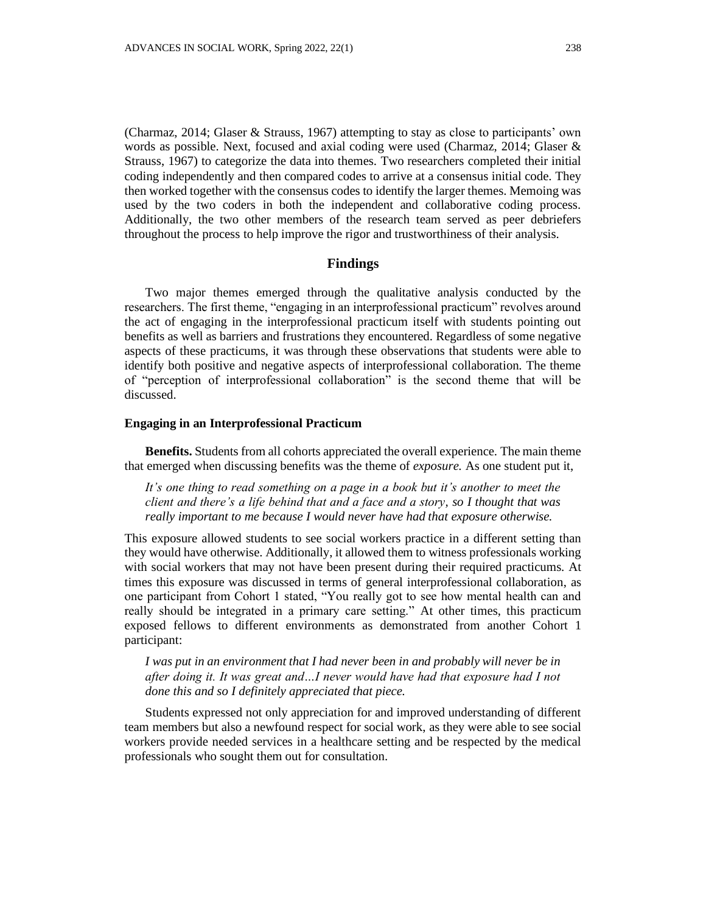(Charmaz, 2014; Glaser & Strauss, 1967) attempting to stay as close to participants' own words as possible. Next, focused and axial coding were used (Charmaz, 2014; Glaser & Strauss, 1967) to categorize the data into themes. Two researchers completed their initial coding independently and then compared codes to arrive at a consensus initial code. They then worked together with the consensus codes to identify the larger themes. Memoing was used by the two coders in both the independent and collaborative coding process. Additionally, the two other members of the research team served as peer debriefers throughout the process to help improve the rigor and trustworthiness of their analysis.

## Findings

Two major themes emerged through the qualitative analysis conducted by the researchers. The first theme, "engaging in an interprofessional practicum" revolves around the act of engaging in the interprofessional practicum itself with students pointing out benefits as well as barriers and frustrations they encountered. Regardless of some negative aspects of these practicums, it was through these observations that students were able to identify both positive and negative aspects of interprofessional collaboration. The theme of "perception of interprofessional collaboration" is the second theme that will be discussed.

### Engaging in an Interprofessional Practicum

**Benefits.** Students from all cohorts appreciated the overall experience. The main theme that emerged when discussing benefits was the theme of *exposure.* As one student put it,

> *It's one thing to read something on a page in a book but it's another to meet the client and there's a life behind that and a face and a story, so I thought that was really important to me because I would never have had that exposure otherwise.*

This exposure allowed students to see social workers practice in a different setting than they would have otherwise. Additionally, it allowed them to witness professionals working with social workers that may not have been present during their required practicums. At times this exposure was discussed in terms of general interprofessional collaboration, as one participant from Cohort 1 stated, "You really got to see how mental health can and really should be integrated in a primary care setting." At other times, this practicum exposed fellows to different environments as demonstrated from another Cohort 1 participant:

> *I was put in an environment that I had never been in and probably will never be in after doing it. It was great and…I never would have had that exposure had I not done this and so I definitely appreciated that piece.*

Students expressed not only appreciation for and improved understanding of different team members but also a newfound respect for social work, as they were able to see social workers provide needed services in a healthcare setting and be respected by the medical professionals who sought them out for consultation.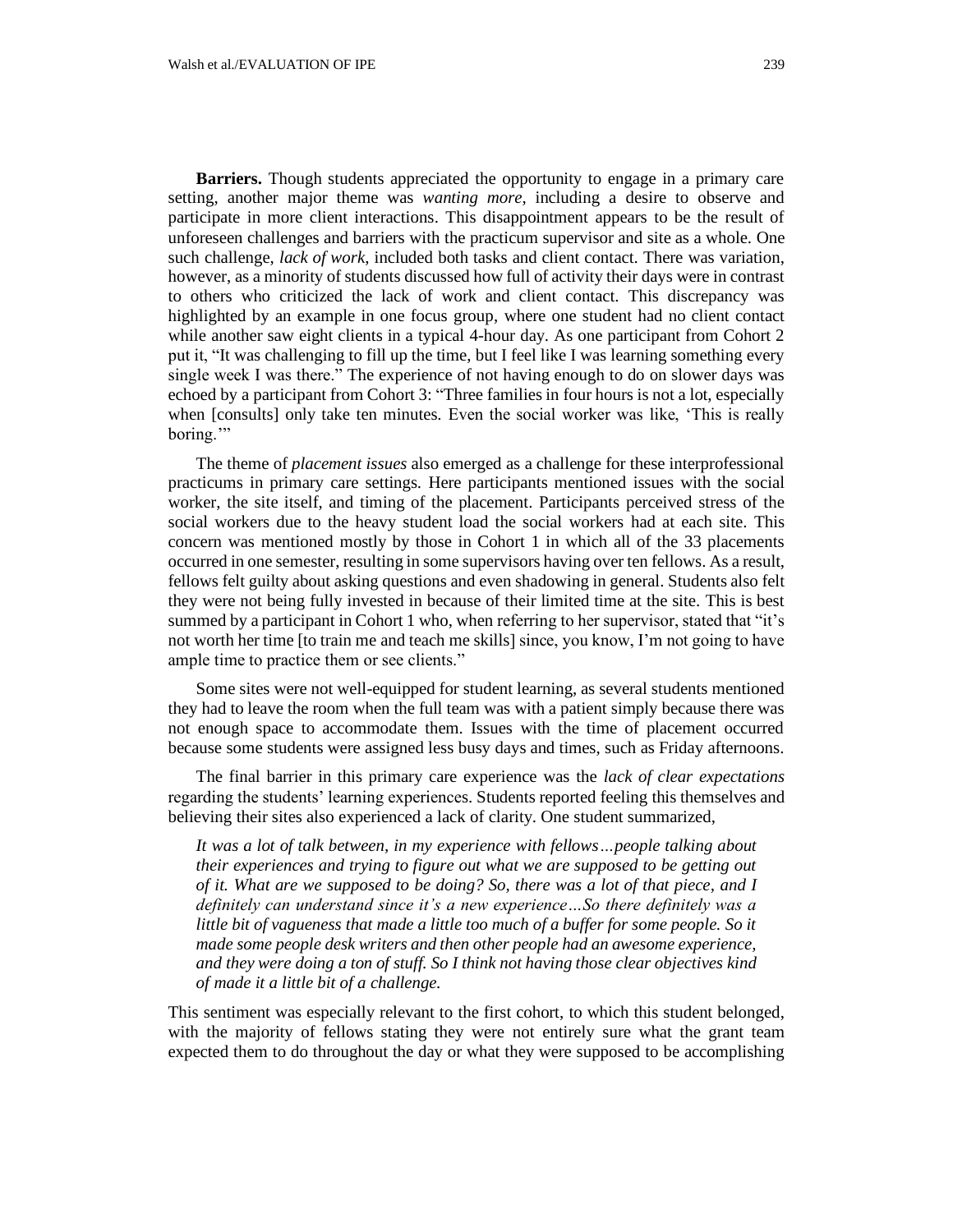**Barriers.** Though students appreciated the opportunity to engage in a primary care setting, another major theme was *wanting more*, including a desire to observe and participate in more client interactions. This disappointment appears to be the result of unforeseen challenges and barriers with the practicum supervisor and site as a whole. One such challenge, *lack of work*, included both tasks and client contact. There was variation, however, as a minority of students discussed how full of activity their days were in contrast to others who criticized the lack of work and client contact. This discrepancy was highlighted by an example in one focus group, where one student had no client contact while another saw eight clients in a typical 4-hour day. As one participant from Cohort 2 put it, "It was challenging to fill up the time, but I feel like I was learning something every single week I was there." The experience of not having enough to do on slower days was echoed by a participant from Cohort 3: "Three families in four hours is not a lot, especially when [consults] only take ten minutes. Even the social worker was like, 'This is really boring.'"

The theme of *placement issues* also emerged as a challenge for these interprofessional practicums in primary care settings. Here participants mentioned issues with the social worker, the site itself, and timing of the placement. Participants perceived stress of the social workers due to the heavy student load the social workers had at each site. This concern was mentioned mostly by those in Cohort 1 in which all of the 33 placements occurred in one semester, resulting in some supervisors having over ten fellows. As a result, fellows felt guilty about asking questions and even shadowing in general. Students also felt they were not being fully invested in because of their limited time at the site. This is best summed by a participant in Cohort 1 who, when referring to her supervisor, stated that "it's not worth her time [to train me and teach me skills] since, you know, I'm not going to have ample time to practice them or see clients."

Some sites were not well-equipped for student learning, as several students mentioned they had to leave the room when the full team was with a patient simply because there was not enough space to accommodate them. Issues with the time of placement occurred because some students were assigned less busy days and times, such as Friday afternoons.

The final barrier in this primary care experience was the *lack of clear expectations* regarding the students' learning experiences. Students reported feeling this themselves and believing their sites also experienced a lack of clarity. One student summarized,

> *It was a lot of talk between, in my experience with fellows…people talking about their experiences and trying to figure out what we are supposed to be getting out of it. What are we supposed to be doing? So, there was a lot of that piece, and I definitely can understand since it's a new experience…So there definitely was a little bit of vagueness that made a little too much of a buffer for some people. So it made some people desk writers and then other people had an awesome experience, and they were doing a ton of stuff. So I think not having those clear objectives kind of made it a little bit of a challenge.*

This sentiment was especially relevant to the first cohort, to which this student belonged, with the majority of fellows stating they were not entirely sure what the grant team expected them to do throughout the day or what they were supposed to be accomplishing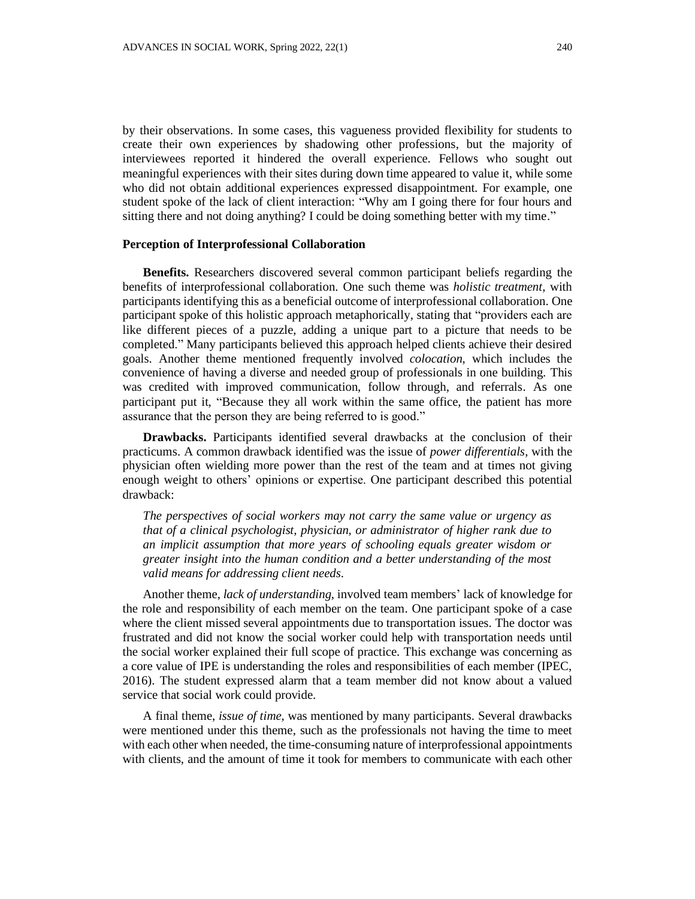by their observations. In some cases, this vagueness provided flexibility for students to create their own experiences by shadowing other professions, but the majority of interviewees reported it hindered the overall experience. Fellows who sought out meaningful experiences with their sites during down time appeared to value it, while some who did not obtain additional experiences expressed disappointment. For example, one student spoke of the lack of client interaction: "Why am I going there for four hours and sitting there and not doing anything? I could be doing something better with my time."

### Perception of Interprofessional Collaboration

**Benefits.** Researchers discovered several common participant beliefs regarding the benefits of interprofessional collaboration. One such theme was *holistic treatment*, with participants identifying this as a beneficial outcome of interprofessional collaboration. One participant spoke of this holistic approach metaphorically, stating that "providers each are like different pieces of a puzzle, adding a unique part to a picture that needs to be completed." Many participants believed this approach helped clients achieve their desired goals. Another theme mentioned frequently involved *colocation*, which includes the convenience of having a diverse and needed group of professionals in one building. This was credited with improved communication, follow through, and referrals. As one participant put it, "Because they all work within the same office, the patient has more assurance that the person they are being referred to is good."

**Drawbacks.** Participants identified several drawbacks at the conclusion of their practicums. A common drawback identified was the issue of *power differentials*, with the physician often wielding more power than the rest of the team and at times not giving enough weight to others' opinions or expertise. One participant described this potential drawback:

> *The perspectives of social workers may not carry the same value or urgency as that of a clinical psychologist, physician, or administrator of higher rank due to an implicit assumption that more years of schooling equals greater wisdom or greater insight into the human condition and a better understanding of the most valid means for addressing client needs.*

Another theme, *lack of understanding*, involved team members' lack of knowledge for the role and responsibility of each member on the team. One participant spoke of a case where the client missed several appointments due to transportation issues. The doctor was frustrated and did not know the social worker could help with transportation needs until the social worker explained their full scope of practice. This exchange was concerning as a core value of IPE is understanding the roles and responsibilities of each member (IPEC, 2016). The student expressed alarm that a team member did not know about a valued service that social work could provide.

A final theme, *issue of time*, was mentioned by many participants. Several drawbacks were mentioned under this theme, such as the professionals not having the time to meet with each other when needed, the time-consuming nature of interprofessional appointments with clients, and the amount of time it took for members to communicate with each other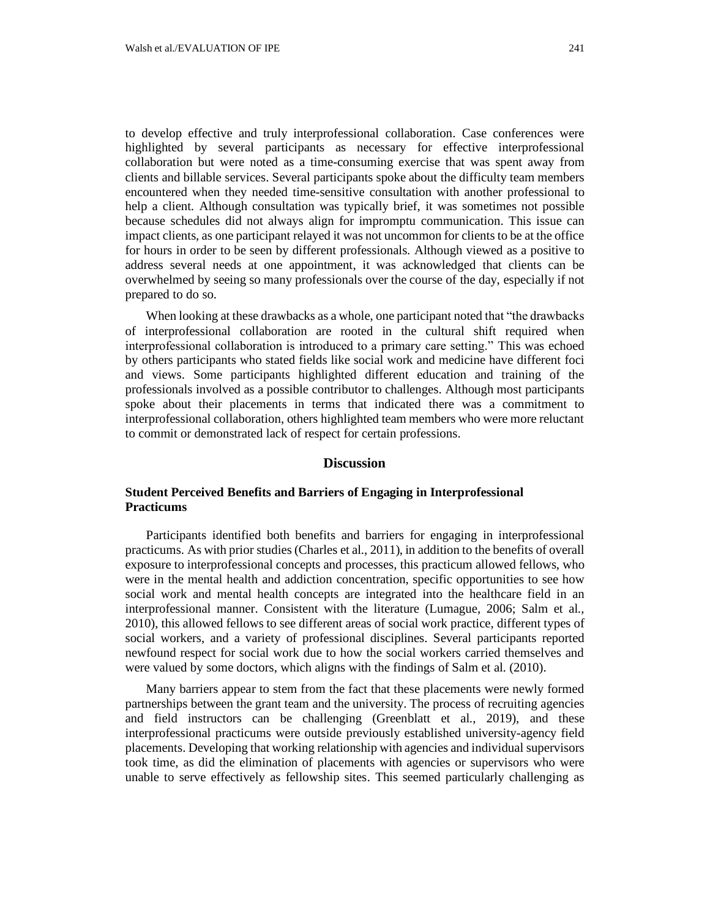to develop effective and truly interprofessional collaboration. Case conferences were highlighted by several participants as necessary for effective interprofessional collaboration but were noted as a time-consuming exercise that was spent away from clients and billable services. Several participants spoke about the difficulty team members encountered when they needed time-sensitive consultation with another professional to help a client. Although consultation was typically brief, it was sometimes not possible because schedules did not always align for impromptu communication. This issue can impact clients, as one participant relayed it was not uncommon for clients to be at the office for hours in order to be seen by different professionals. Although viewed as a positive to address several needs at one appointment, it was acknowledged that clients can be overwhelmed by seeing so many professionals over the course of the day, especially if not prepared to do so.

When looking at these drawbacks as a whole, one participant noted that "the drawbacks of interprofessional collaboration are rooted in the cultural shift required when interprofessional collaboration is introduced to a primary care setting." This was echoed by others participants who stated fields like social work and medicine have different foci and views. Some participants highlighted different education and training of the professionals involved as a possible contributor to challenges. Although most participants spoke about their placements in terms that indicated there was a commitment to interprofessional collaboration, others highlighted team members who were more reluctant to commit or demonstrated lack of respect for certain professions.

## Discussion

### Student Perceived Benefits and Barriers of Engaging in Interprofessional Practicums

Participants identified both benefits and barriers for engaging in interprofessional practicums. As with prior studies (Charles et al., 2011), in addition to the benefits of overall exposure to interprofessional concepts and processes, this practicum allowed fellows, who were in the mental health and addiction concentration, specific opportunities to see how social work and mental health concepts are integrated into the healthcare field in an interprofessional manner. Consistent with the literature (Lumague, 2006; Salm et al., 2010), this allowed fellows to see different areas of social work practice, different types of social workers, and a variety of professional disciplines. Several participants reported newfound respect for social work due to how the social workers carried themselves and were valued by some doctors, which aligns with the findings of Salm et al. (2010).

Many barriers appear to stem from the fact that these placements were newly formed partnerships between the grant team and the university. The process of recruiting agencies and field instructors can be challenging (Greenblatt et al., 2019), and these interprofessional practicums were outside previously established university-agency field placements. Developing that working relationship with agencies and individual supervisors took time, as did the elimination of placements with agencies or supervisors who were unable to serve effectively as fellowship sites. This seemed particularly challenging as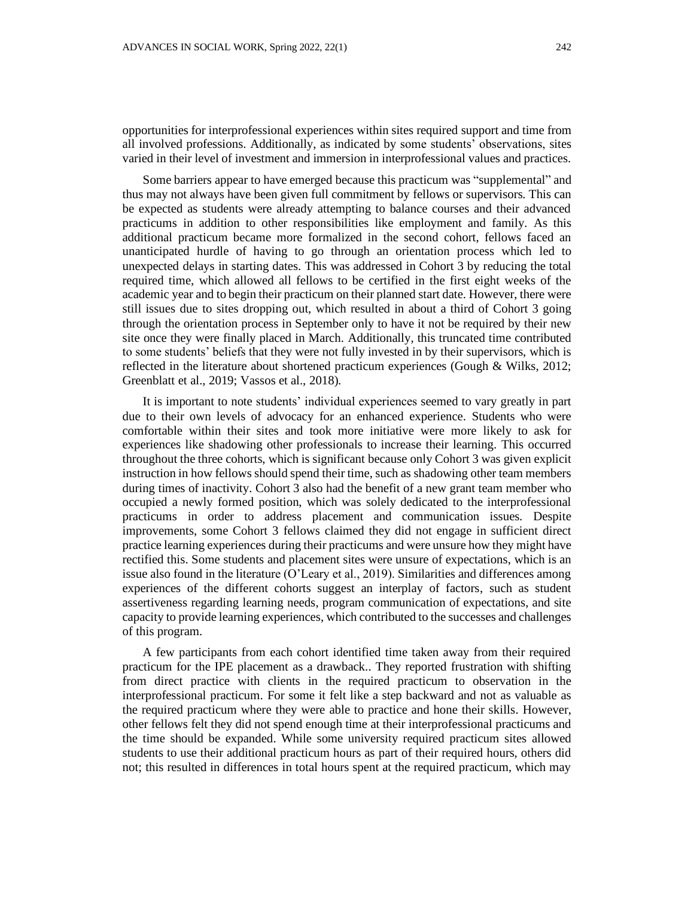opportunities for interprofessional experiences within sites required support and time from all involved professions. Additionally, as indicated by some students' observations, sites varied in their level of investment and immersion in interprofessional values and practices.

Some barriers appear to have emerged because this practicum was "supplemental" and thus may not always have been given full commitment by fellows or supervisors. This can be expected as students were already attempting to balance courses and their advanced practicums in addition to other responsibilities like employment and family. As this additional practicum became more formalized in the second cohort, fellows faced an unanticipated hurdle of having to go through an orientation process which led to unexpected delays in starting dates. This was addressed in Cohort 3 by reducing the total required time, which allowed all fellows to be certified in the first eight weeks of the academic year and to begin their practicum on their planned start date. However, there were still issues due to sites dropping out, which resulted in about a third of Cohort 3 going through the orientation process in September only to have it not be required by their new site once they were finally placed in March. Additionally, this truncated time contributed to some students' beliefs that they were not fully invested in by their supervisors, which is reflected in the literature about shortened practicum experiences (Gough & Wilks, 2012; Greenblatt et al., 2019; Vassos et al., 2018).

It is important to note students' individual experiences seemed to vary greatly in part due to their own levels of advocacy for an enhanced experience. Students who were comfortable within their sites and took more initiative were more likely to ask for experiences like shadowing other professionals to increase their learning. This occurred throughout the three cohorts, which is significant because only Cohort 3 was given explicit instruction in how fellows should spend their time, such as shadowing other team members during times of inactivity. Cohort 3 also had the benefit of a new grant team member who occupied a newly formed position, which was solely dedicated to the interprofessional practicums in order to address placement and communication issues. Despite improvements, some Cohort 3 fellows claimed they did not engage in sufficient direct practice learning experiences during their practicums and were unsure how they might have rectified this. Some students and placement sites were unsure of expectations, which is an issue also found in the literature (O'Leary et al., 2019). Similarities and differences among experiences of the different cohorts suggest an interplay of factors, such as student assertiveness regarding learning needs, program communication of expectations, and site capacity to provide learning experiences, which contributed to the successes and challenges of this program.

A few participants from each cohort identified time taken away from their required practicum for the IPE placement as a drawback.. They reported frustration with shifting from direct practice with clients in the required practicum to observation in the interprofessional practicum. For some it felt like a step backward and not as valuable as the required practicum where they were able to practice and hone their skills. However, other fellows felt they did not spend enough time at their interprofessional practicums and the time should be expanded. While some university required practicum sites allowed students to use their additional practicum hours as part of their required hours, others did not; this resulted in differences in total hours spent at the required practicum, which may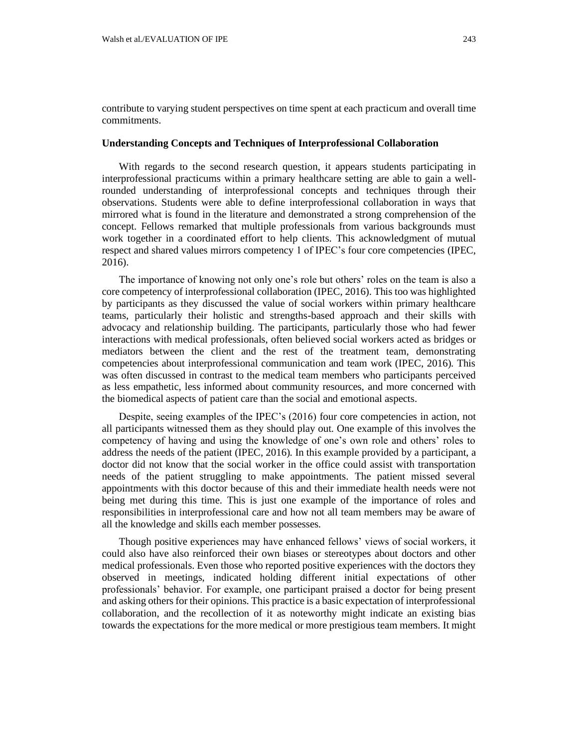contribute to varying student perspectives on time spent at each practicum and overall time commitments.

### Understanding Concepts and Techniques of Interprofessional Collaboration

With regards to the second research question, it appears students participating in interprofessional practicums within a primary healthcare setting are able to gain a well-rounded understanding of interprofessional concepts and techniques through their observations. Students were able to define interprofessional collaboration in ways that mirrored what is found in the literature and demonstrated a strong comprehension of the concept. Fellows remarked that multiple professionals from various backgrounds must work together in a coordinated effort to help clients. This acknowledgment of mutual respect and shared values mirrors competency 1 of IPEC's four core competencies (IPEC, 2016).

The importance of knowing not only one's role but others' roles on the team is also a core competency of interprofessional collaboration (IPEC, 2016). This too was highlighted by participants as they discussed the value of social workers within primary healthcare teams, particularly their holistic and strengths-based approach and their skills with advocacy and relationship building. The participants, particularly those who had fewer interactions with medical professionals, often believed social workers acted as bridges or mediators between the client and the rest of the treatment team, demonstrating competencies about interprofessional communication and team work (IPEC, 2016). This was often discussed in contrast to the medical team members who participants perceived as less empathetic, less informed about community resources, and more concerned with the biomedical aspects of patient care than the social and emotional aspects.

Despite, seeing examples of the IPEC's (2016) four core competencies in action, not all participants witnessed them as they should play out. One example of this involves the competency of having and using the knowledge of one's own role and others' roles to address the needs of the patient (IPEC, 2016). In this example provided by a participant, a doctor did not know that the social worker in the office could assist with transportation needs of the patient struggling to make appointments. The patient missed several appointments with this doctor because of this and their immediate health needs were not being met during this time. This is just one example of the importance of roles and responsibilities in interprofessional care and how not all team members may be aware of all the knowledge and skills each member possesses.

Though positive experiences may have enhanced fellows' views of social workers, it could also have also reinforced their own biases or stereotypes about doctors and other medical professionals. Even those who reported positive experiences with the doctors they observed in meetings, indicated holding different initial expectations of other professionals' behavior. For example, one participant praised a doctor for being present and asking others for their opinions. This practice is a basic expectation of interprofessional collaboration, and the recollection of it as noteworthy might indicate an existing bias towards the expectations for the more medical or more prestigious team members. It might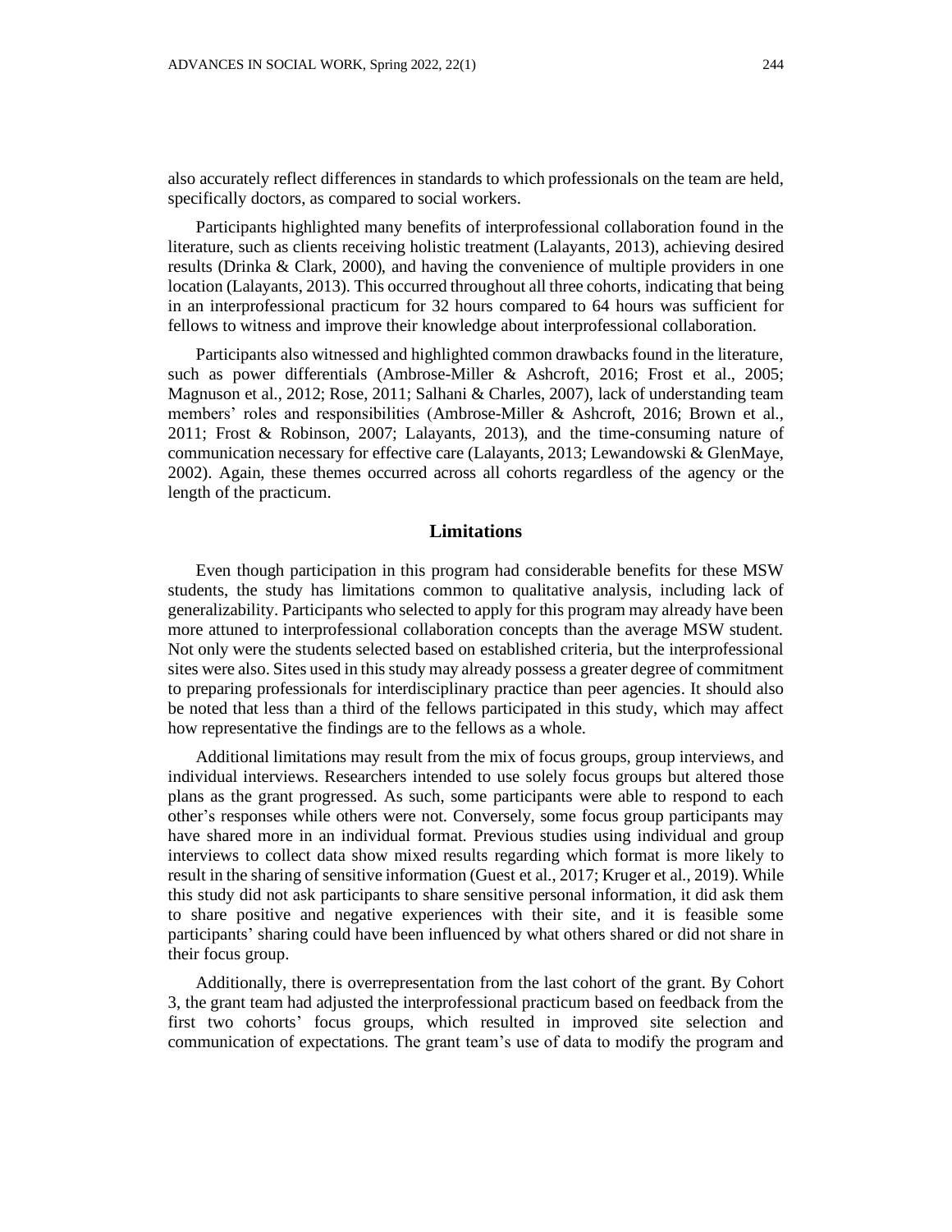also accurately reflect differences in standards to which professionals on the team are held, specifically doctors, as compared to social workers.

Participants highlighted many benefits of interprofessional collaboration found in the literature, such as clients receiving holistic treatment (Lalayants, 2013), achieving desired results (Drinka & Clark, 2000), and having the convenience of multiple providers in one location (Lalayants, 2013). This occurred throughout all three cohorts, indicating that being in an interprofessional practicum for 32 hours compared to 64 hours was sufficient for fellows to witness and improve their knowledge about interprofessional collaboration.

Participants also witnessed and highlighted common drawbacks found in the literature, such as power differentials (Ambrose-Miller & Ashcroft, 2016; Frost et al., 2005; Magnuson et al., 2012; Rose, 2011; Salhani & Charles, 2007), lack of understanding team members' roles and responsibilities (Ambrose-Miller & Ashcroft, 2016; Brown et al., 2011; Frost & Robinson, 2007; Lalayants, 2013), and the time-consuming nature of communication necessary for effective care (Lalayants, 2013; Lewandowski & GlenMaye, 2002). Again, these themes occurred across all cohorts regardless of the agency or the length of the practicum.

## Limitations

Even though participation in this program had considerable benefits for these MSW students, the study has limitations common to qualitative analysis, including lack of generalizability. Participants who selected to apply for this program may already have been more attuned to interprofessional collaboration concepts than the average MSW student. Not only were the students selected based on established criteria, but the interprofessional sites were also. Sites used in this study may already possess a greater degree of commitment to preparing professionals for interdisciplinary practice than peer agencies. It should also be noted that less than a third of the fellows participated in this study, which may affect how representative the findings are to the fellows as a whole.

Additional limitations may result from the mix of focus groups, group interviews, and individual interviews. Researchers intended to use solely focus groups but altered those plans as the grant progressed. As such, some participants were able to respond to each other's responses while others were not. Conversely, some focus group participants may have shared more in an individual format. Previous studies using individual and group interviews to collect data show mixed results regarding which format is more likely to result in the sharing of sensitive information (Guest et al., 2017; Kruger et al., 2019). While this study did not ask participants to share sensitive personal information, it did ask them to share positive and negative experiences with their site, and it is feasible some participants' sharing could have been influenced by what others shared or did not share in their focus group.

Additionally, there is overrepresentation from the last cohort of the grant. By Cohort 3, the grant team had adjusted the interprofessional practicum based on feedback from the first two cohorts' focus groups, which resulted in improved site selection and communication of expectations. The grant team's use of data to modify the program and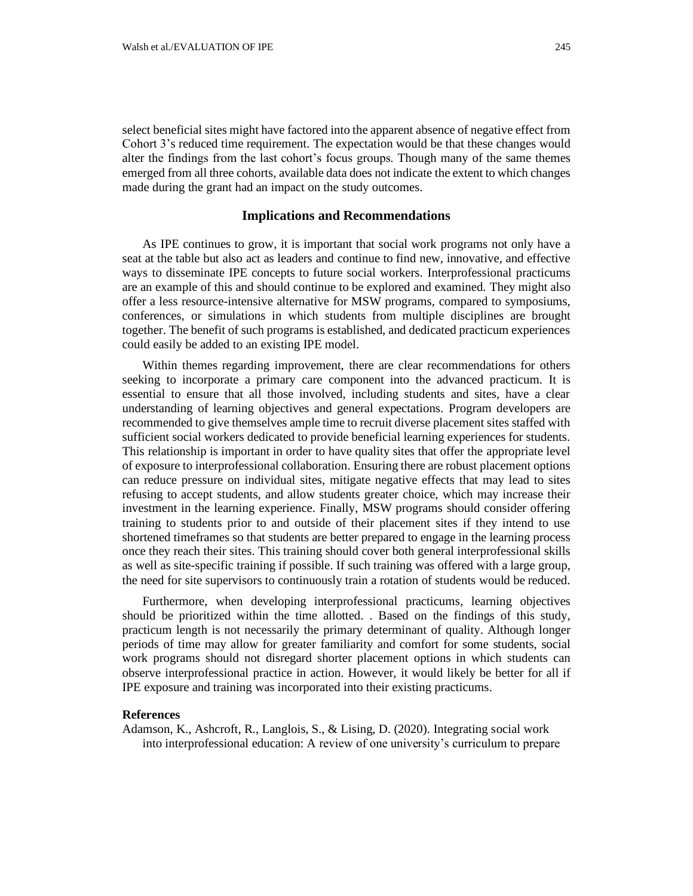select beneficial sites might have factored into the apparent absence of negative effect from Cohort 3's reduced time requirement. The expectation would be that these changes would alter the findings from the last cohort's focus groups. Though many of the same themes emerged from all three cohorts, available data does not indicate the extent to which changes made during the grant had an impact on the study outcomes.

## Implications and Recommendations

As IPE continues to grow, it is important that social work programs not only have a seat at the table but also act as leaders and continue to find new, innovative, and effective ways to disseminate IPE concepts to future social workers. Interprofessional practicums are an example of this and should continue to be explored and examined. They might also offer a less resource-intensive alternative for MSW programs, compared to symposiums, conferences, or simulations in which students from multiple disciplines are brought together. The benefit of such programs is established, and dedicated practicum experiences could easily be added to an existing IPE model.

Within themes regarding improvement, there are clear recommendations for others seeking to incorporate a primary care component into the advanced practicum. It is essential to ensure that all those involved, including students and sites, have a clear understanding of learning objectives and general expectations. Program developers are recommended to give themselves ample time to recruit diverse placement sites staffed with sufficient social workers dedicated to provide beneficial learning experiences for students. This relationship is important in order to have quality sites that offer the appropriate level of exposure to interprofessional collaboration. Ensuring there are robust placement options can reduce pressure on individual sites, mitigate negative effects that may lead to sites refusing to accept students, and allow students greater choice, which may increase their investment in the learning experience. Finally, MSW programs should consider offering training to students prior to and outside of their placement sites if they intend to use shortened timeframes so that students are better prepared to engage in the learning process once they reach their sites. This training should cover both general interprofessional skills as well as site-specific training if possible. If such training was offered with a large group, the need for site supervisors to continuously train a rotation of students would be reduced.

Furthermore, when developing interprofessional practicums, learning objectives should be prioritized within the time allotted. . Based on the findings of this study, practicum length is not necessarily the primary determinant of quality. Although longer periods of time may allow for greater familiarity and comfort for some students, social work programs should not disregard shorter placement options in which students can observe interprofessional practice in action. However, it would likely be better for all if IPE exposure and training was incorporated into their existing practicums.

**References**

Adamson, K., Ashcroft, R., Langlois, S., & Lising, D. (2020). Integrating social work into interprofessional education: A review of one university's curriculum to prepare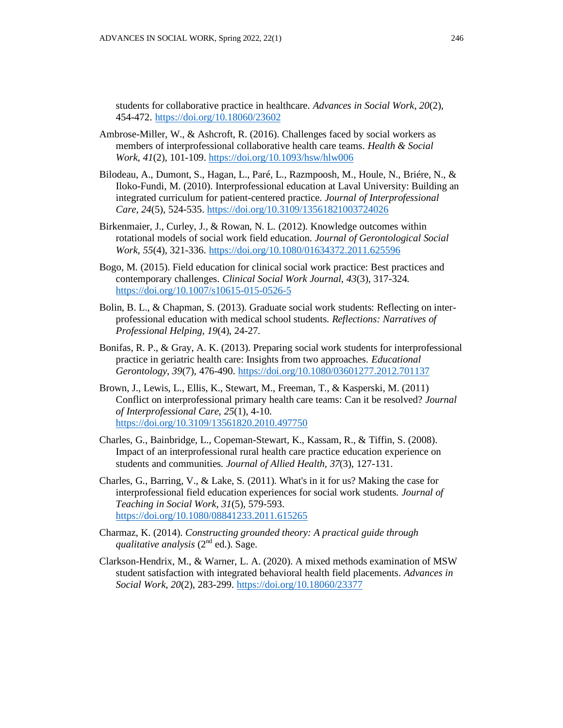students for collaborative practice in healthcare. *Advances in Social Work*, *20*(2), 454-472. https://doi.org/10.18060/23602

Ambrose-Miller, W., & Ashcroft, R. (2016). Challenges faced by social workers as members of interprofessional collaborative health care teams. *Health & Social Work*, *41*(2), 101-109. https://doi.org/10.1093/hsw/hlw006

Bilodeau, A., Dumont, S., Hagan, L., Paré, L., Razmpoosh, M., Houle, N., Briére, N., & Iloko-Fundi, M. (2010). Interprofessional education at Laval University: Building an integrated curriculum for patient-centered practice. *Journal of Interprofessional Care*, *24*(5), 524-535. https://doi.org/10.3109/13561821003724026

Birkenmaier, J., Curley, J., & Rowan, N. L. (2012). Knowledge outcomes within rotational models of social work field education. *Journal of Gerontological Social Work*, *55*(4), 321-336. https://doi.org/10.1080/01634372.2011.625596

Bogo, M. (2015). Field education for clinical social work practice: Best practices and contemporary challenges. *Clinical Social Work Journal*, *43*(3), 317-324. https://doi.org/10.1007/s10615-015-0526-5

Bolin, B. L., & Chapman, S. (2013). Graduate social work students: Reflecting on interprofessional education with medical school students. *Reflections: Narratives of Professional Helping*, *19*(4), 24-27.

Bonifas, R. P., & Gray, A. K. (2013). Preparing social work students for interprofessional practice in geriatric health care: Insights from two approaches. *Educational Gerontology*, *39*(7), 476-490. https://doi.org/10.1080/03601277.2012.701137

Brown, J., Lewis, L., Ellis, K., Stewart, M., Freeman, T., & Kasperski, M. (2011) Conflict on interprofessional primary health care teams: Can it be resolved? *Journal of Interprofessional Care*, *25*(1), 4-10. https://doi.org/10.3109/13561820.2010.497750

Charles, G., Bainbridge, L., Copeman-Stewart, K., Kassam, R., & Tiffin, S. (2008). Impact of an interprofessional rural health care practice education experience on students and communities. *Journal of Allied Health*, *37*(3), 127-131.

Charles, G., Barring, V., & Lake, S. (2011). What's in it for us? Making the case for interprofessional field education experiences for social work students. *Journal of Teaching in Social Work*, *31*(5), 579-593. https://doi.org/10.1080/08841233.2011.615265

Charmaz, K. (2014). *Constructing grounded theory: A practical guide through qualitative analysis* (2nd ed.). Sage.

Clarkson-Hendrix, M., & Warner, L. A. (2020). A mixed methods examination of MSW student satisfaction with integrated behavioral health field placements. *Advances in Social Work*, *20*(2), 283-299. https://doi.org/10.18060/23377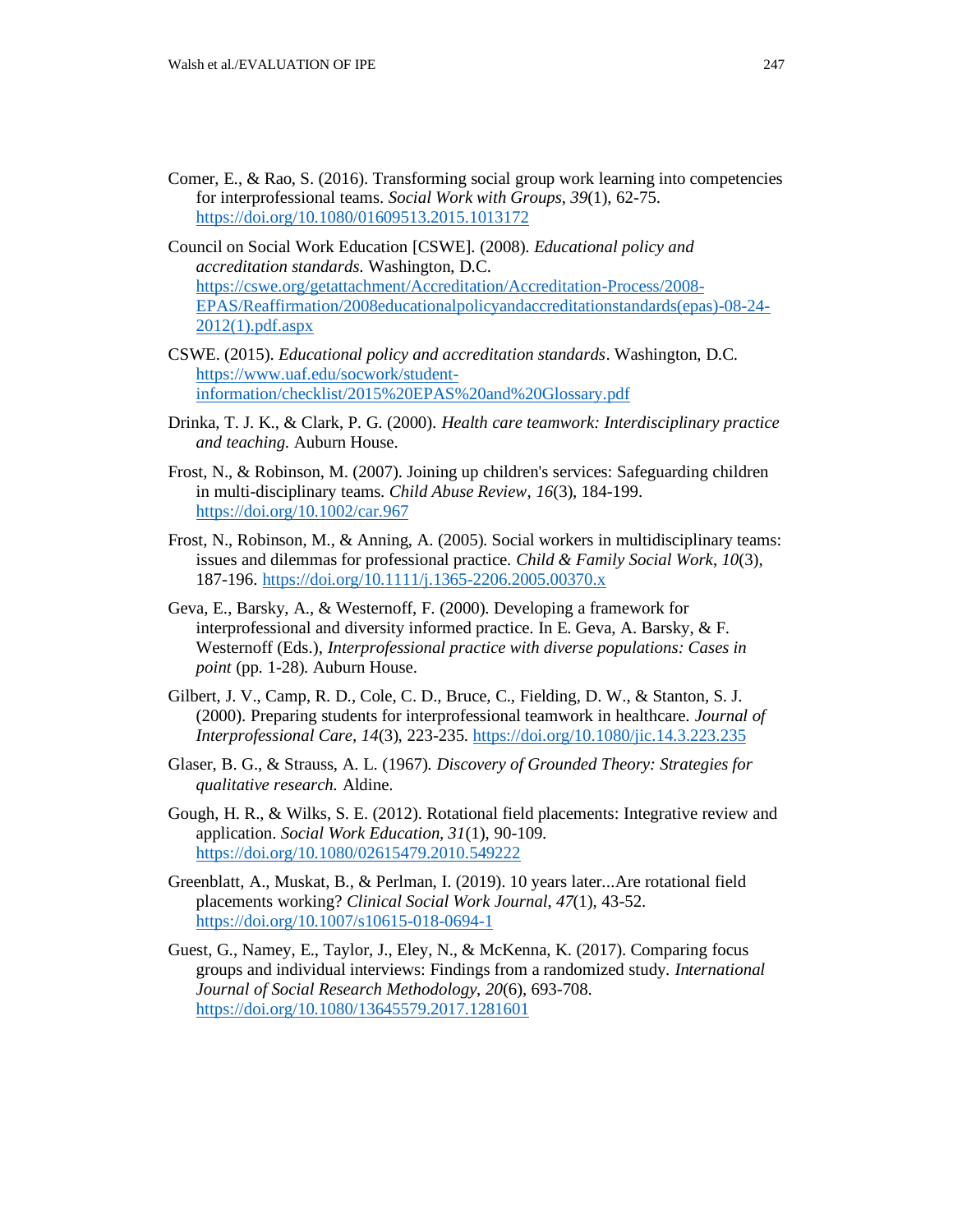Comer, E., & Rao, S. (2016). Transforming social group work learning into competencies for interprofessional teams. *Social Work with Groups*, *39*(1), 62-75. https://doi.org/10.1080/01609513.2015.1013172

Council on Social Work Education [CSWE]. (2008). *Educational policy and accreditation standards.* Washington, D.C. https://cswe.org/getattachment/Accreditation/Accreditation-Process/2008-EPAS/Reaffirmation/2008educationalpolicyandaccreditationstandards(epas)-08-24-2012(1).pdf.aspx

CSWE. (2015). *Educational policy and accreditation standards*. Washington, D.C. https://www.uaf.edu/socwork/student-information/checklist/2015%20EPAS%20and%20Glossary.pdf

Drinka, T. J. K., & Clark, P. G. (2000). *Health care teamwork: Interdisciplinary practice and teaching.* Auburn House.

Frost, N., & Robinson, M. (2007). Joining up children's services: Safeguarding children in multi-disciplinary teams. *Child Abuse Review*, *16*(3), 184-199. https://doi.org/10.1002/car.967

Frost, N., Robinson, M., & Anning, A. (2005). Social workers in multidisciplinary teams: issues and dilemmas for professional practice. *Child & Family Social Work*, *10*(3), 187-196. https://doi.org/10.1111/j.1365-2206.2005.00370.x

Geva, E., Barsky, A., & Westernoff, F. (2000). Developing a framework for interprofessional and diversity informed practice. In E. Geva, A. Barsky, & F. Westernoff (Eds.), *Interprofessional practice with diverse populations: Cases in point* (pp. 1-28). Auburn House.

Gilbert, J. V., Camp, R. D., Cole, C. D., Bruce, C., Fielding, D. W., & Stanton, S. J. (2000). Preparing students for interprofessional teamwork in healthcare. *Journal of Interprofessional Care*, *14*(3), 223-235. https://doi.org/10.1080/jic.14.3.223.235

Glaser, B. G., & Strauss, A. L. (1967). *Discovery of Grounded Theory: Strategies for qualitative research.* Aldine.

Gough, H. R., & Wilks, S. E. (2012). Rotational field placements: Integrative review and application. *Social Work Education, 31*(1), 90-109. https://doi.org/10.1080/02615479.2010.549222

Greenblatt, A., Muskat, B., & Perlman, I. (2019). 10 years later...Are rotational field placements working? *Clinical Social Work Journal*, *47*(1), 43-52. https://doi.org/10.1007/s10615-018-0694-1

Guest, G., Namey, E., Taylor, J., Eley, N., & McKenna, K. (2017). Comparing focus groups and individual interviews: Findings from a randomized study. *International Journal of Social Research Methodology*, *20*(6), 693-708. https://doi.org/10.1080/13645579.2017.1281601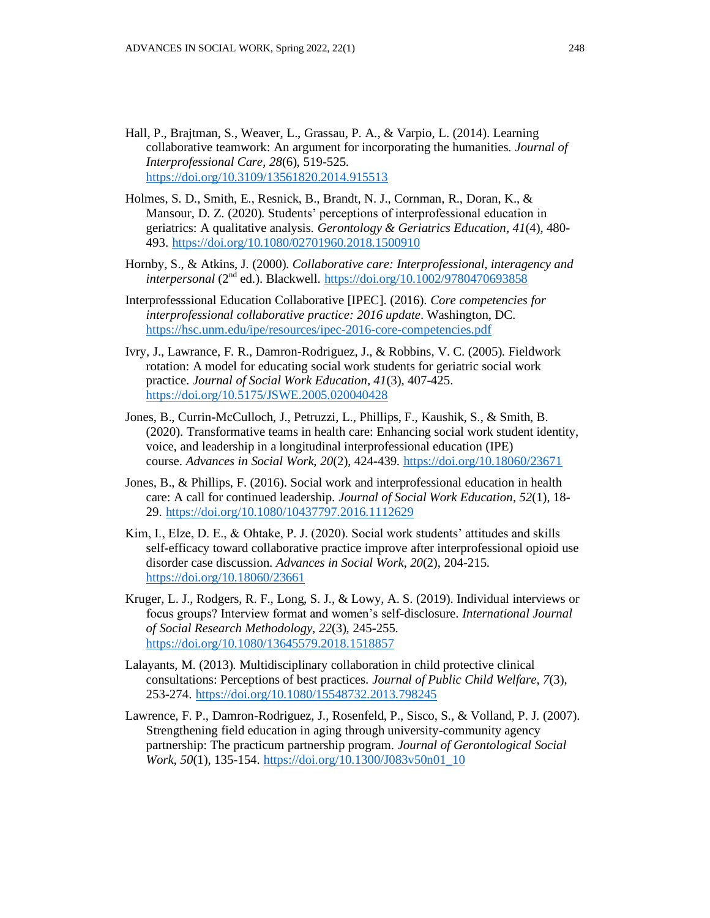Hall, P., Brajtman, S., Weaver, L., Grassau, P. A., & Varpio, L. (2014). Learning collaborative teamwork: An argument for incorporating the humanities. *Journal of Interprofessional Care*, *28*(6), 519-525. https://doi.org/10.3109/13561820.2014.915513

Holmes, S. D., Smith, E., Resnick, B., Brandt, N. J., Cornman, R., Doran, K., & Mansour, D. Z. (2020). Students' perceptions of interprofessional education in geriatrics: A qualitative analysis. *Gerontology & Geriatrics Education*, *41*(4), 480-493. https://doi.org/10.1080/02701960.2018.1500910

Hornby, S., & Atkins, J. (2000). *Collaborative care: Interprofessional, interagency and interpersonal* (2nd ed.). Blackwell. https://doi.org/10.1002/9780470693858

Interprofesssional Education Collaborative [IPEC]. (2016). *Core competencies for interprofessional collaborative practice: 2016 update*. Washington, DC. https://hsc.unm.edu/ipe/resources/ipec-2016-core-competencies.pdf

Ivry, J., Lawrance, F. R., Damron-Rodriguez, J., & Robbins, V. C. (2005). Fieldwork rotation: A model for educating social work students for geriatric social work practice. *Journal of Social Work Education, 41*(3), 407-425. https://doi.org/10.5175/JSWE.2005.020040428

Jones, B., Currin-McCulloch, J., Petruzzi, L., Phillips, F., Kaushik, S., & Smith, B. (2020). Transformative teams in health care: Enhancing social work student identity, voice, and leadership in a longitudinal interprofessional education (IPE) course. *Advances in Social Work, 20*(2), 424-439. https://doi.org/10.18060/23671

Jones, B., & Phillips, F. (2016). Social work and interprofessional education in health care: A call for continued leadership. *Journal of Social Work Education*, *52*(1), 18-29. https://doi.org/10.1080/10437797.2016.1112629

Kim, I., Elze, D. E., & Ohtake, P. J. (2020). Social work students' attitudes and skills self-efficacy toward collaborative practice improve after interprofessional opioid use disorder case discussion. *Advances in Social Work, 20*(2), 204-215. https://doi.org/10.18060/23661

Kruger, L. J., Rodgers, R. F., Long, S. J., & Lowy, A. S. (2019). Individual interviews or focus groups? Interview format and women's self-disclosure. *International Journal of Social Research Methodology*, *22*(3), 245-255. https://doi.org/10.1080/13645579.2018.1518857

Lalayants, M. (2013). Multidisciplinary collaboration in child protective clinical consultations: Perceptions of best practices. *Journal of Public Child Welfare*, *7*(3), 253-274. https://doi.org/10.1080/15548732.2013.798245

Lawrence, F. P., Damron-Rodriguez, J., Rosenfeld, P., Sisco, S., & Volland, P. J. (2007). Strengthening field education in aging through university-community agency partnership: The practicum partnership program. *Journal of Gerontological Social Work, 50*(1), 135-154. https://doi.org/10.1300/J083v50n01_10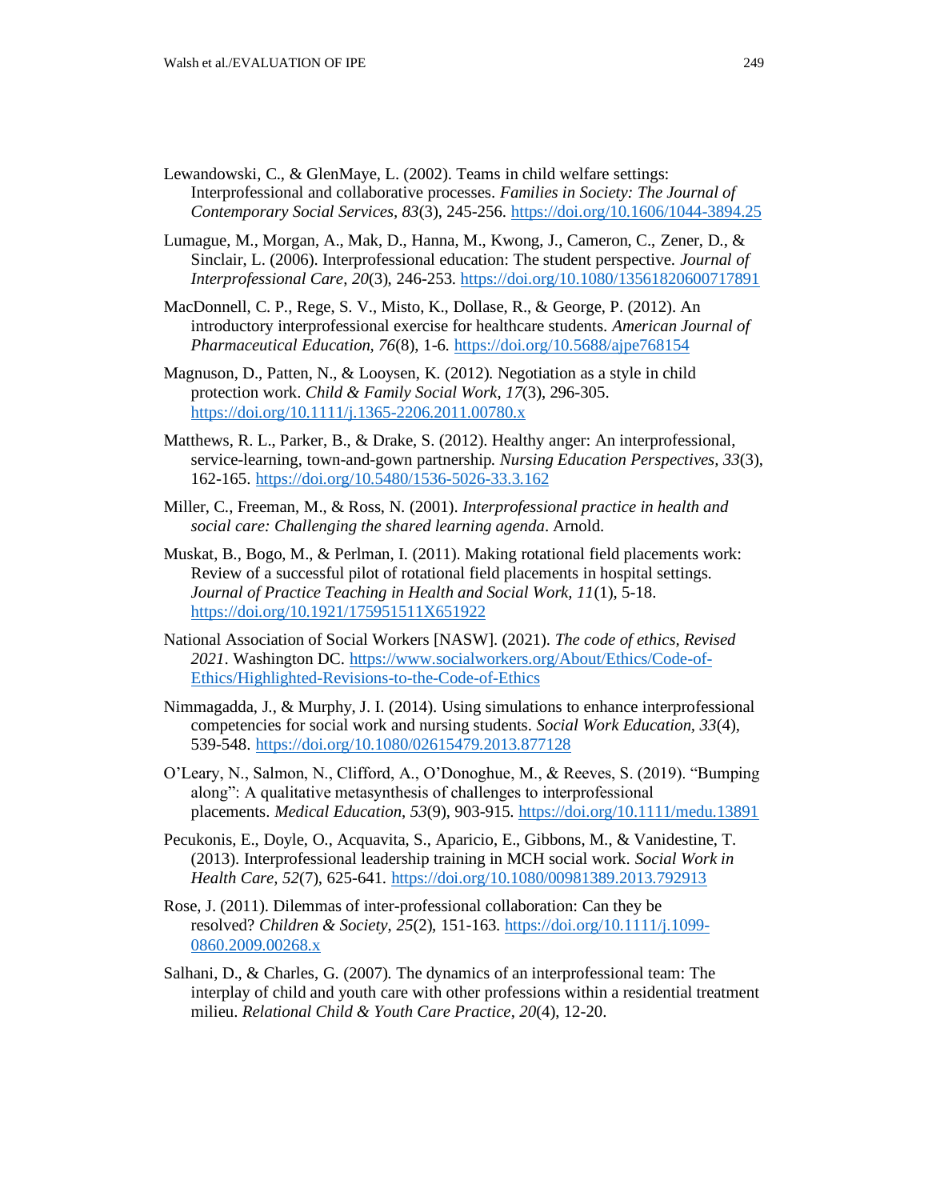Lewandowski, C., & GlenMaye, L. (2002). Teams in child welfare settings: Interprofessional and collaborative processes. *Families in Society: The Journal of Contemporary Social Services*, *83*(3), 245-256. https://doi.org/10.1606/1044-3894.25

Lumague, M., Morgan, A., Mak, D., Hanna, M., Kwong, J., Cameron, C., Zener, D., & Sinclair, L. (2006). Interprofessional education: The student perspective. *Journal of Interprofessional Care, 20*(3), 246-253. https://doi.org/10.1080/13561820600717891

MacDonnell, C. P., Rege, S. V., Misto, K., Dollase, R., & George, P. (2012). An introductory interprofessional exercise for healthcare students. *American Journal of Pharmaceutical Education, 76*(8), 1-6. https://doi.org/10.5688/ajpe768154

Magnuson, D., Patten, N., & Looysen, K. (2012). Negotiation as a style in child protection work. *Child & Family Social Work*, *17*(3), 296-305. https://doi.org/10.1111/j.1365-2206.2011.00780.x

Matthews, R. L., Parker, B., & Drake, S. (2012). Healthy anger: An interprofessional, service-learning, town-and-gown partnership. *Nursing Education Perspectives*, *33*(3), 162-165. https://doi.org/10.5480/1536-5026-33.3.162

Miller, C., Freeman, M., & Ross, N. (2001). *Interprofessional practice in health and social care: Challenging the shared learning agenda*. Arnold.

Muskat, B., Bogo, M., & Perlman, I. (2011). Making rotational field placements work: Review of a successful pilot of rotational field placements in hospital settings. *Journal of Practice Teaching in Health and Social Work, 11*(1), 5-18. https://doi.org/10.1921/175951511X651922

National Association of Social Workers [NASW]. (2021). *The code of ethics, Revised 2021*. Washington DC. https://www.socialworkers.org/About/Ethics/Code-of-Ethics/Highlighted-Revisions-to-the-Code-of-Ethics

Nimmagadda, J., & Murphy, J. I. (2014). Using simulations to enhance interprofessional competencies for social work and nursing students. *Social Work Education, 33*(4), 539-548. https://doi.org/10.1080/02615479.2013.877128

O'Leary, N., Salmon, N., Clifford, A., O'Donoghue, M., & Reeves, S. (2019). "Bumping along": A qualitative metasynthesis of challenges to interprofessional placements. *Medical Education*, *53*(9), 903-915. https://doi.org/10.1111/medu.13891

Pecukonis, E., Doyle, O., Acquavita, S., Aparicio, E., Gibbons, M., & Vanidestine, T. (2013). Interprofessional leadership training in MCH social work. *Social Work in Health Care, 52*(7), 625-641. https://doi.org/10.1080/00981389.2013.792913

Rose, J. (2011). Dilemmas of inter-professional collaboration: Can they be resolved? *Children & Society*, *25*(2), 151-163. https://doi.org/10.1111/j.1099-0860.2009.00268.x

Salhani, D., & Charles, G. (2007). The dynamics of an interprofessional team: The interplay of child and youth care with other professions within a residential treatment milieu. *Relational Child & Youth Care Practice*, *20*(4), 12-20.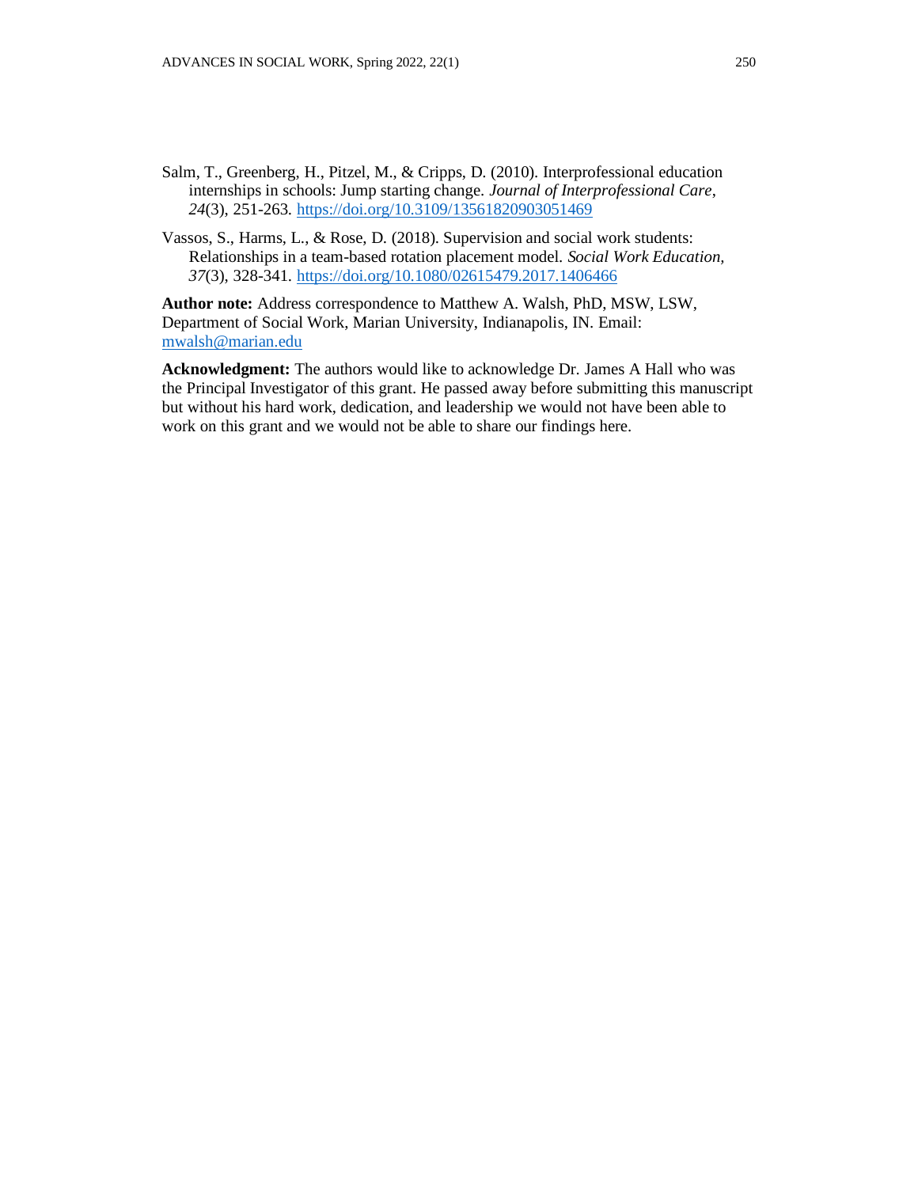Salm, T., Greenberg, H., Pitzel, M., & Cripps, D. (2010). Interprofessional education internships in schools: Jump starting change. *Journal of Interprofessional Care*, *24*(3), 251-263. https://doi.org/10.3109/13561820903051469

Vassos, S., Harms, L., & Rose, D. (2018). Supervision and social work students: Relationships in a team-based rotation placement model. *Social Work Education, 37*(3), 328-341. https://doi.org/10.1080/02615479.2017.1406466

**Author note:** Address correspondence to Matthew A. Walsh, PhD, MSW, LSW, Department of Social Work, Marian University, Indianapolis, IN. Email: mwalsh@marian.edu

**Acknowledgment:** The authors would like to acknowledge Dr. James A Hall who was the Principal Investigator of this grant. He passed away before submitting this manuscript but without his hard work, dedication, and leadership we would not have been able to work on this grant and we would not be able to share our findings here.